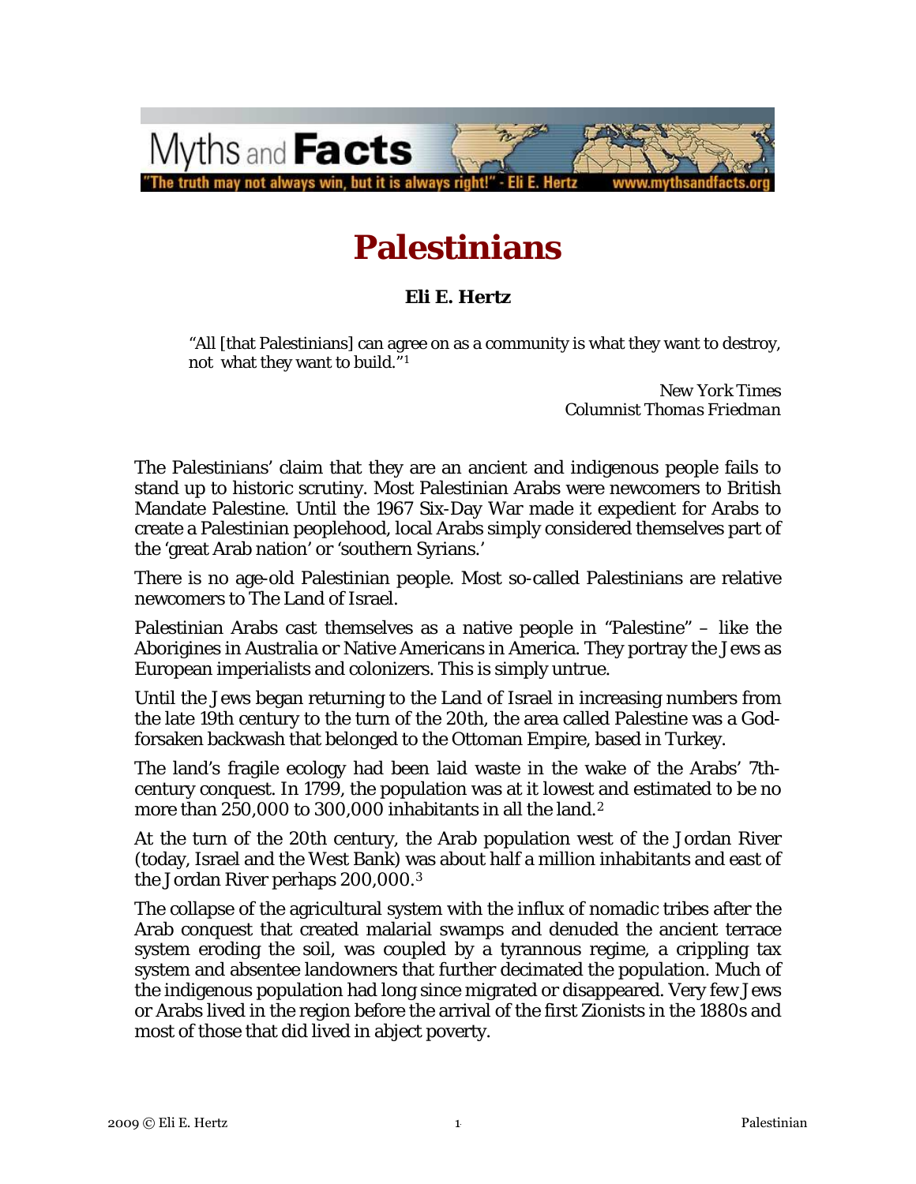Myths and **Facts**

"The truth may not always win, but it is always right!" - Eli E. Hertz www.mythsandfacts.org

# Palestinians

**Eli E. Hertz**

> "All [that Palestinians] can agree on as a community is what they want to destroy, not what they want to build."[1]
>
> *New York Times*
> *Columnist Thomas Friedman*

The Palestinians' claim that they are an ancient and indigenous people fails to stand up to historic scrutiny. Most Palestinian Arabs were newcomers to British Mandate Palestine. Until the 1967 Six-Day War made it expedient for Arabs to create a Palestinian peoplehood, local Arabs simply considered themselves part of the 'great Arab nation' or 'southern Syrians.'

There is no age-old Palestinian people. Most so-called Palestinians are relative newcomers to The Land of Israel.

Palestinian Arabs cast themselves as a native people in "Palestine" – like the Aborigines in Australia or Native Americans in America. They portray the Jews as European imperialists and colonizers. This is simply untrue.

Until the Jews began returning to the Land of Israel in increasing numbers from the late 19th century to the turn of the 20th, the area called Palestine was a God-forsaken backwash that belonged to the Ottoman Empire, based in Turkey.

The land's fragile ecology had been laid waste in the wake of the Arabs' 7th-century conquest. In 1799, the population was at it lowest and estimated to be no more than 250,000 to 300,000 inhabitants in all the land.[2]

At the turn of the 20th century, the Arab population west of the Jordan River (today, Israel and the West Bank) was about half a million inhabitants and east of the Jordan River perhaps 200,000.[3]

The collapse of the agricultural system with the influx of nomadic tribes after the Arab conquest that created malarial swamps and denuded the ancient terrace system eroding the soil, was coupled by a tyrannous regime, a crippling tax system and absentee landowners that further decimated the population. Much of the indigenous population had long since migrated or disappeared. Very few Jews or Arabs lived in the region before the arrival of the first Zionists in the 1880s and most of those that did lived in abject poverty.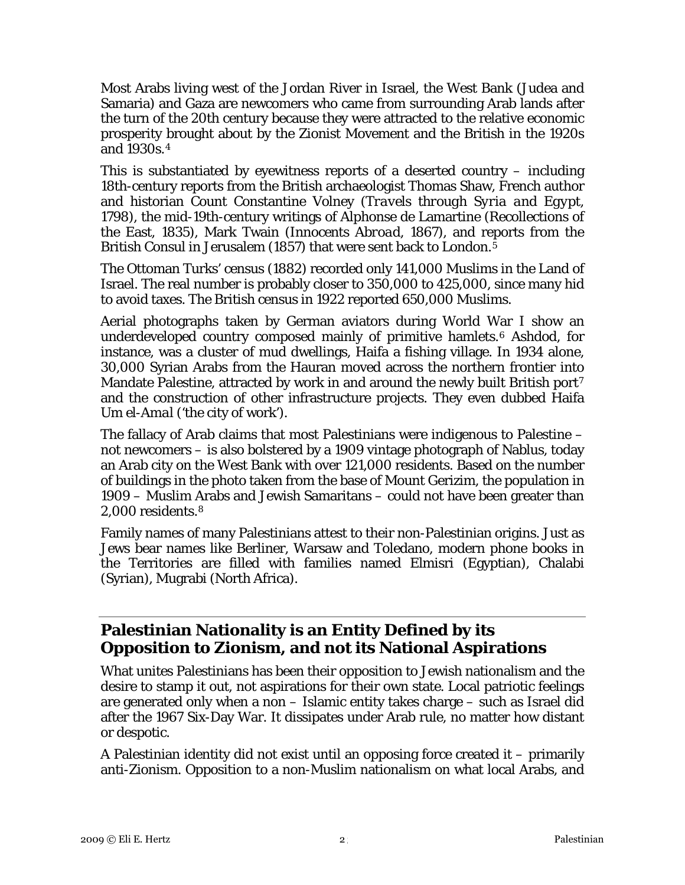Most Arabs living west of the Jordan River in Israel, the West Bank (Judea and Samaria) and Gaza are newcomers who came from surrounding Arab lands after the turn of the 20th century because they were attracted to the relative economic prosperity brought about by the Zionist Movement and the British in the 1920s and 1930s.[4]

This is substantiated by eyewitness reports of a deserted country – including 18th-century reports from the British archaeologist Thomas Shaw, French author and historian Count Constantine Volney (*Travels through Syria and Egypt*, 1798), the mid-19th-century writings of Alphonse de Lamartine (Recollections of the East, 1835), Mark Twain (*Innocents Abroad*, 1867), and reports from the British Consul in Jerusalem (1857) that were sent back to London.[5]

The Ottoman Turks' census (1882) recorded only 141,000 Muslims in the Land of Israel. The real number is probably closer to 350,000 to 425,000, since many hid to avoid taxes. The British census in 1922 reported 650,000 Muslims.

Aerial photographs taken by German aviators during World War I show an underdeveloped country composed mainly of primitive hamlets.[6] Ashdod, for instance, was a cluster of mud dwellings, Haifa a fishing village. In 1934 alone, 30,000 Syrian Arabs from the Hauran moved across the northern frontier into Mandate Palestine, attracted by work in and around the newly built British port[7] and the construction of other infrastructure projects. They even dubbed Haifa *Um el-Amal* ('the city of work').

The fallacy of Arab claims that most Palestinians were indigenous to Palestine – not newcomers – is also bolstered by a 1909 vintage photograph of Nablus, today an Arab city on the West Bank with over 121,000 residents. Based on the number of buildings in the photo taken from the base of Mount Gerizim, the population in 1909 – Muslim Arabs and Jewish Samaritans – could not have been greater than 2,000 residents.[8]

Family names of many Palestinians attest to their non-Palestinian origins. Just as Jews bear names like Berliner, Warsaw and Toledano, modern phone books in the Territories are filled with families named Elmisri (Egyptian), Chalabi (Syrian), Mugrabi (North Africa).

## Palestinian Nationality is an Entity Defined by its Opposition to Zionism, and not its National Aspirations

What unites Palestinians has been their opposition to Jewish nationalism and the desire to stamp it out, not aspirations for their own state. Local patriotic feelings are generated only when a non – Islamic entity takes charge – such as Israel did after the 1967 Six-Day War. It dissipates under Arab rule, no matter how distant or despotic.

A Palestinian identity did not exist until an opposing force created it – primarily anti-Zionism. Opposition to a non-Muslim nationalism on what local Arabs, and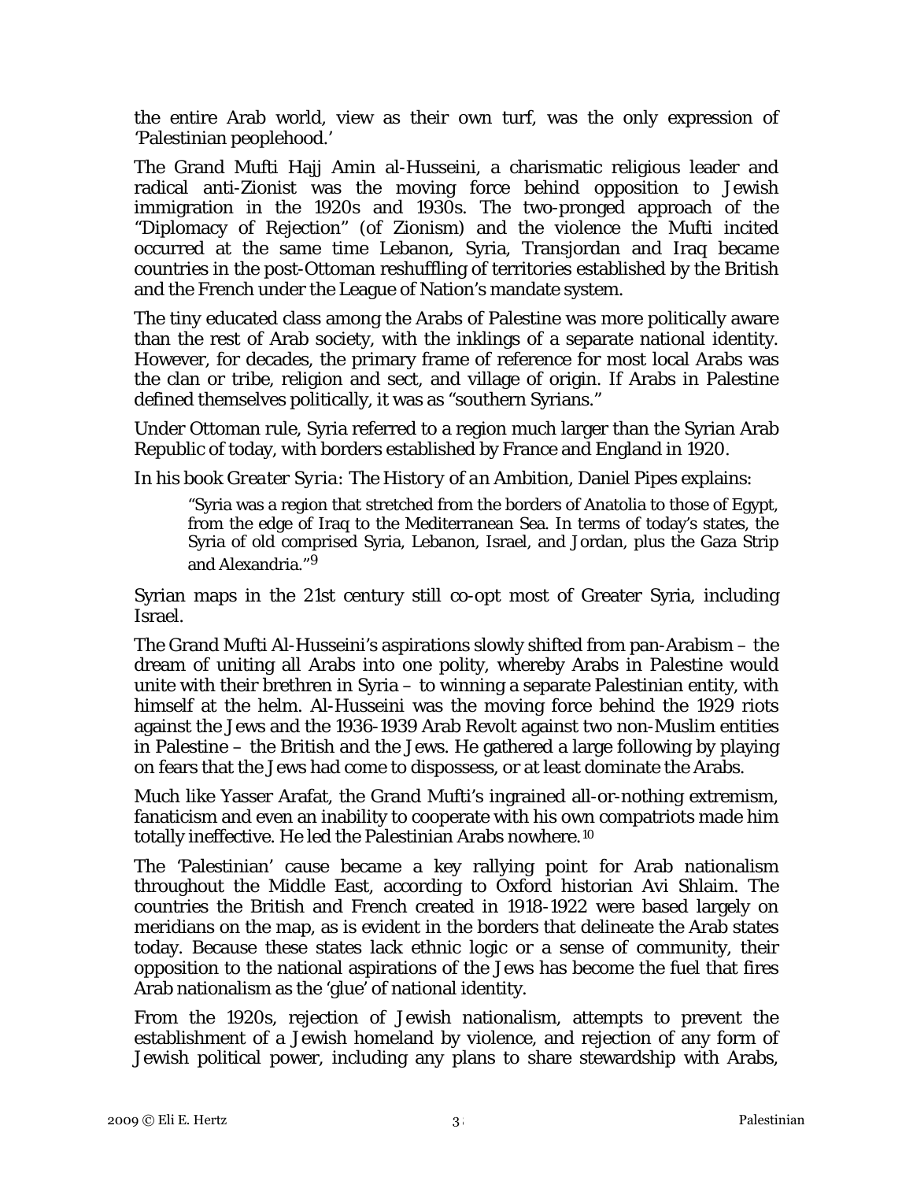the entire Arab world, view as their own turf, was the only expression of 'Palestinian peoplehood.'

The Grand Mufti Hajj Amin al-Husseini, a charismatic religious leader and radical anti-Zionist was the moving force behind opposition to Jewish immigration in the 1920s and 1930s. The two-pronged approach of the "Diplomacy of Rejection" (of Zionism) and the violence the Mufti incited occurred at the same time Lebanon, Syria, Transjordan and Iraq became countries in the post-Ottoman reshuffling of territories established by the British and the French under the League of Nation's mandate system.

The tiny educated class among the Arabs of Palestine was more politically aware than the rest of Arab society, with the inklings of a separate national identity. However, for decades, the primary frame of reference for most local Arabs was the clan or tribe, religion and sect, and village of origin. If Arabs in Palestine defined themselves politically, it was as "southern Syrians."

Under Ottoman rule, Syria referred to a region much larger than the Syrian Arab Republic of today, with borders established by France and England in 1920.

In his book *Greater Syria: The History of an Ambition*, Daniel Pipes explains:

> "Syria was a region that stretched from the borders of Anatolia to those of Egypt, from the edge of Iraq to the Mediterranean Sea. In terms of today's states, the Syria of old comprised Syria, Lebanon, Israel, and Jordan, plus the Gaza Strip and Alexandria."[9]

Syrian maps in the 21st century still co-opt most of Greater Syria, including Israel.

The Grand Mufti Al-Husseini's aspirations slowly shifted from pan-Arabism – the dream of uniting all Arabs into one polity, whereby Arabs in Palestine would unite with their brethren in Syria – to winning a separate Palestinian entity, with himself at the helm. Al-Husseini was the moving force behind the 1929 riots against the Jews and the 1936-1939 Arab Revolt against two non-Muslim entities in Palestine – the British and the Jews. He gathered a large following by playing on fears that the Jews had come to dispossess, or at least dominate the Arabs.

Much like Yasser Arafat, the Grand Mufti's ingrained all-or-nothing extremism, fanaticism and even an inability to cooperate with his own compatriots made him totally ineffective. He led the Palestinian Arabs nowhere.[10]

The 'Palestinian' cause became a key rallying point for Arab nationalism throughout the Middle East, according to Oxford historian Avi Shlaim. The countries the British and French created in 1918-1922 were based largely on meridians on the map, as is evident in the borders that delineate the Arab states today. Because these states lack ethnic logic or a sense of community, their opposition to the national aspirations of the Jews has become the fuel that fires Arab nationalism as the 'glue' of national identity.

From the 1920s, rejection of Jewish nationalism, attempts to prevent the establishment of a Jewish homeland by violence, and rejection of any form of Jewish political power, including any plans to share stewardship with Arabs,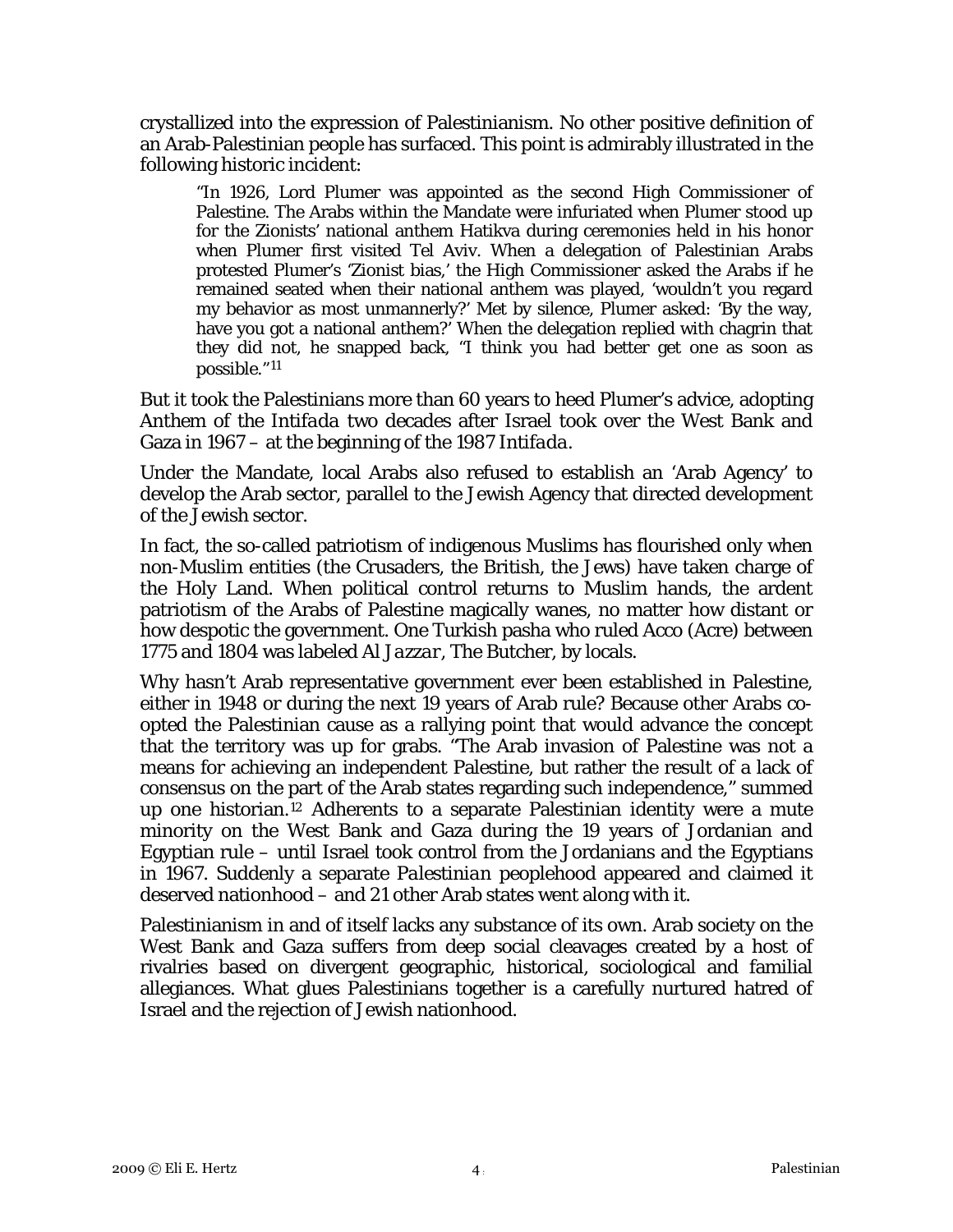crystallized into the expression of Palestinianism. No other positive definition of an Arab-Palestinian people has surfaced. This point is admirably illustrated in the following historic incident:

> "In 1926, Lord Plumer was appointed as the second High Commissioner of Palestine. The Arabs within the Mandate were infuriated when Plumer stood up for the Zionists' national anthem Hatikva during ceremonies held in his honor when Plumer first visited Tel Aviv. When a delegation of Palestinian Arabs protested Plumer's 'Zionist bias,' the High Commissioner asked the Arabs if he remained seated when their national anthem was played, 'wouldn't you regard my behavior as most unmannerly?' Met by silence, Plumer asked: 'By the way, have you got a national anthem?' When the delegation replied with chagrin that they did not, he snapped back, "I think you had better get one as soon as possible."[11]

But it took the Palestinians more than 60 years to heed Plumer's advice, adopting *Anthem of the Intifada* two decades after Israel took over the West Bank and Gaza in 1967 – at the beginning of the 1987 *Intifada*.

Under the Mandate, local Arabs also refused to establish an 'Arab Agency' to develop the Arab sector, parallel to the Jewish Agency that directed development of the Jewish sector.

In fact, the so-called patriotism of indigenous Muslims has flourished only when non-Muslim entities (the Crusaders, the British, the Jews) have taken charge of the Holy Land. When political control returns to Muslim hands, the ardent patriotism of the Arabs of Palestine magically wanes, no matter how distant or how despotic the government. One Turkish pasha who ruled Acco (Acre) between 1775 and 1804 was labeled *Al Jazzar*, The Butcher, by locals.

Why hasn't Arab representative government ever been established in Palestine, either in 1948 or during the next 19 years of Arab rule? Because other Arabs co-opted the Palestinian cause as a rallying point that would advance the concept that the territory was up for grabs. "The Arab invasion of Palestine was not a means for achieving an independent Palestine, but rather the result of a lack of consensus on the part of the Arab states regarding such independence," summed up one historian.[12] Adherents to a separate Palestinian identity were a mute minority on the West Bank and Gaza during the 19 years of Jordanian and Egyptian rule – until Israel took control from the Jordanians and the Egyptians in 1967. Suddenly a separate *Palestinian* peoplehood appeared and claimed it deserved nationhood – and 21 other Arab states went along with it.

Palestinianism in and of itself lacks any substance of its own. Arab society on the West Bank and Gaza suffers from deep social cleavages created by a host of rivalries based on divergent geographic, historical, sociological and familial allegiances. What glues Palestinians together is a carefully nurtured hatred of Israel and the rejection of Jewish nationhood.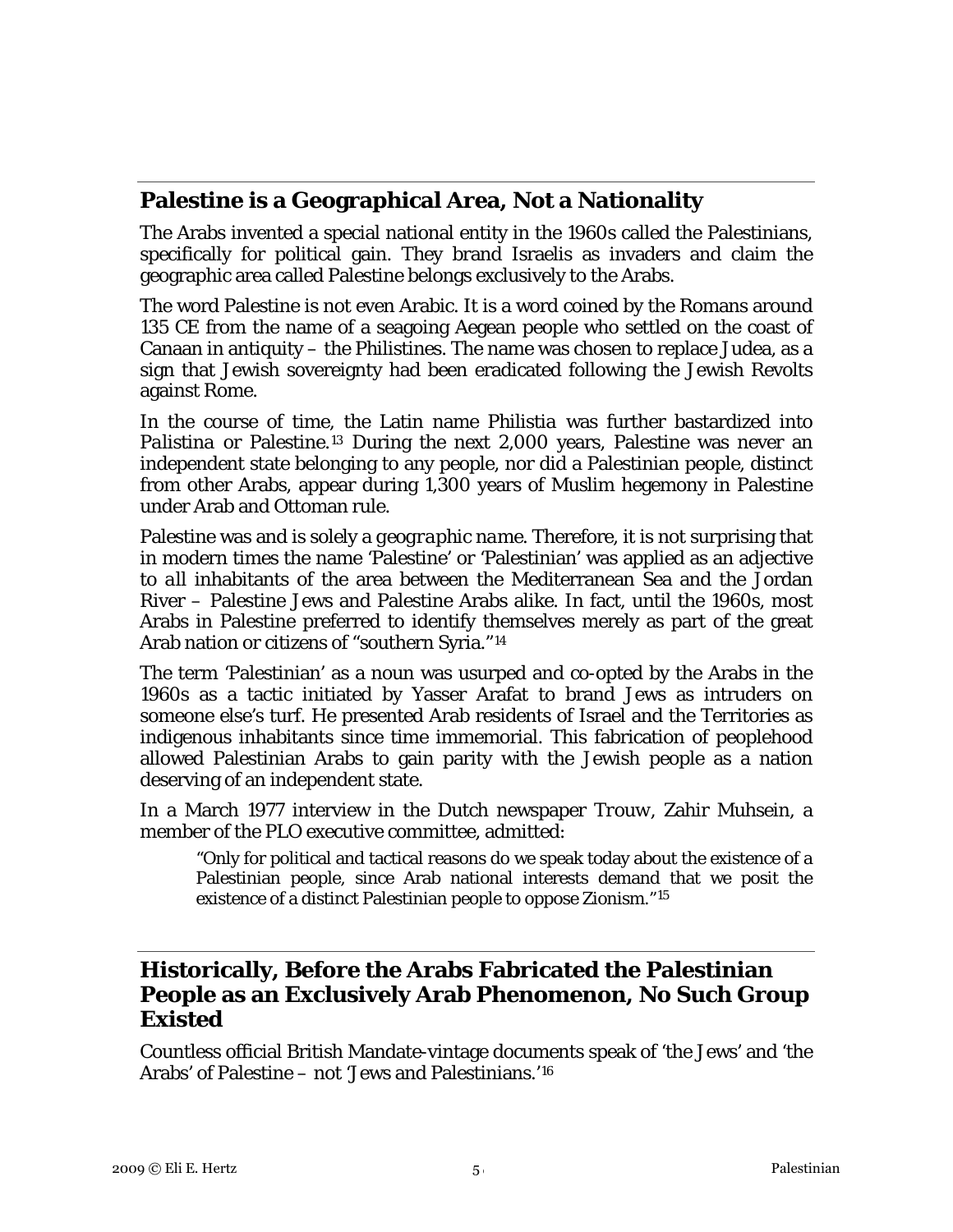## Palestine is a Geographical Area, Not a Nationality

The Arabs invented a special national entity in the 1960s called the Palestinians, specifically for political gain. They brand Israelis as invaders and claim the geographic area called Palestine belongs exclusively to the Arabs.

The word Palestine is not even Arabic. It is a word coined by the Romans around 135 CE from the name of a seagoing Aegean people who settled on the coast of Canaan in antiquity – the Philistines. The name was chosen to replace Judea, as a sign that Jewish sovereignty had been eradicated following the Jewish Revolts against Rome.

In the course of time, the Latin name Philistia was further bastardized into Palistina or Palestine.[13] During the next 2,000 years, Palestine was never an independent state belonging to any people, nor did a Palestinian people, distinct from other Arabs, appear during 1,300 years of Muslim hegemony in Palestine under Arab and Ottoman rule.

Palestine was and is solely a *geographic name*. Therefore, it is not surprising that in modern times the name 'Palestine' or 'Palestinian' was applied as an adjective to all inhabitants of the area between the Mediterranean Sea and the Jordan River – Palestine Jews and Palestine Arabs alike. In fact, until the 1960s, most Arabs in Palestine preferred to identify themselves merely as part of the great Arab nation or citizens of "southern Syria."[14]

The term 'Palestinian' as a noun was usurped and co-opted by the Arabs in the 1960s as a tactic initiated by Yasser Arafat to brand Jews as intruders on someone else's turf. He presented Arab residents of Israel and the Territories as indigenous inhabitants since time immemorial. This fabrication of peoplehood allowed Palestinian Arabs to gain parity with the Jewish people as a nation deserving of an independent state.

In a March 1977 interview in the Dutch newspaper *Trouw*, Zahir Muhsein, a member of the PLO executive committee, admitted:

> "Only for political and tactical reasons do we speak today about the existence of a Palestinian people, since Arab national interests demand that we posit the existence of a distinct Palestinian people to oppose Zionism."[15]

## Historically, Before the Arabs Fabricated the Palestinian People as an Exclusively Arab Phenomenon, No Such Group Existed

Countless official British Mandate-vintage documents speak of 'the Jews' and 'the Arabs' of Palestine – not 'Jews and Palestinians.'[16]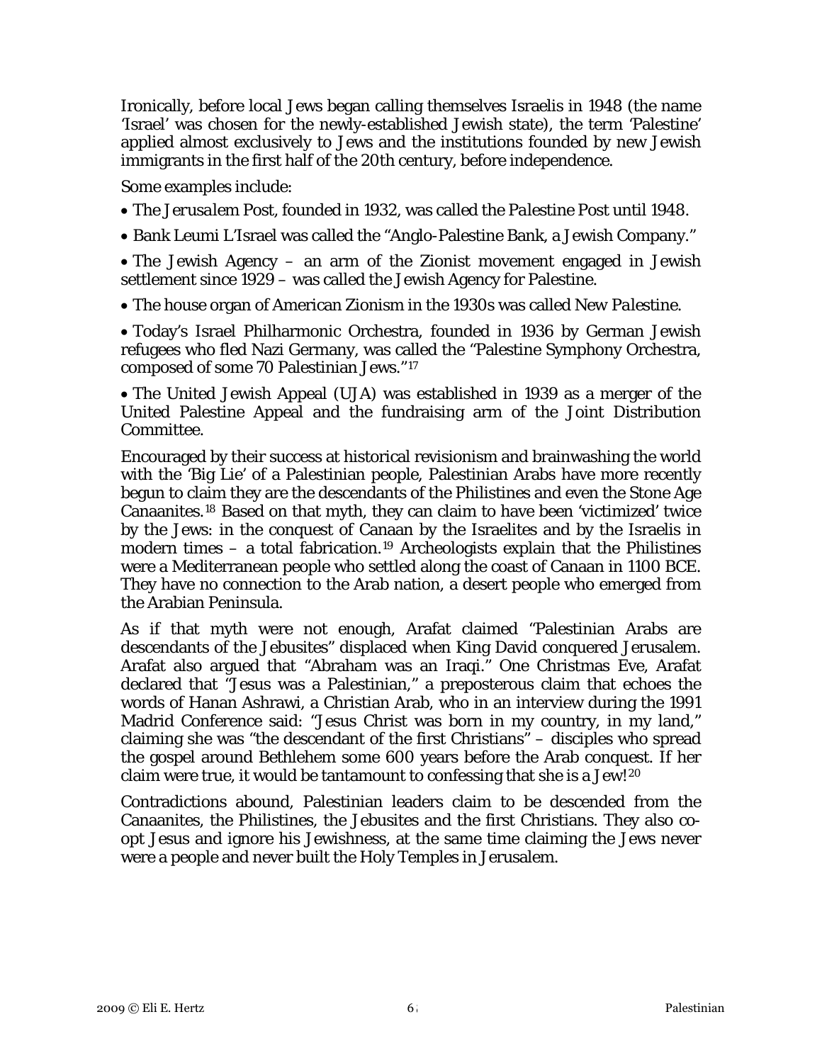Ironically, before local Jews began calling themselves Israelis in 1948 (the name 'Israel' was chosen for the newly-established Jewish state), the term 'Palestine' applied almost exclusively to Jews and the institutions founded by new Jewish immigrants in the first half of the 20th century, before independence.

Some examples include:

- The *Jerusalem Post*, founded in 1932, was called the *Palestine Post* until 1948.
- Bank Leumi L'Israel was called the "Anglo-Palestine Bank, a Jewish Company."
- The Jewish Agency – an arm of the Zionist movement engaged in Jewish settlement since 1929 – was called the Jewish Agency for Palestine.
- The house organ of American Zionism in the 1930s was called *New Palestine*.
- Today's Israel Philharmonic Orchestra, founded in 1936 by German Jewish refugees who fled Nazi Germany, was called the "Palestine Symphony Orchestra, composed of some 70 Palestinian Jews."[17]
- The United Jewish Appeal (UJA) was established in 1939 as a merger of the United Palestine Appeal and the fundraising arm of the Joint Distribution Committee.

Encouraged by their success at historical revisionism and brainwashing the world with the 'Big Lie' of a Palestinian people, Palestinian Arabs have more recently begun to claim they are the descendants of the Philistines and even the Stone Age Canaanites.[18] Based on that myth, they can claim to have been 'victimized' twice by the Jews: in the conquest of Canaan by the Israelites and by the Israelis in modern times – a total fabrication.[19] Archeologists explain that the Philistines were a Mediterranean people who settled along the coast of Canaan in 1100 BCE. They have no connection to the Arab nation, a desert people who emerged from the Arabian Peninsula.

As if that myth were not enough, Arafat claimed "Palestinian Arabs are descendants of the Jebusites" displaced when King David conquered Jerusalem. Arafat also argued that "Abraham was an Iraqi." One Christmas Eve, Arafat declared that "Jesus was a Palestinian," a preposterous claim that echoes the words of Hanan Ashrawi, a Christian Arab, who in an interview during the 1991 Madrid Conference said: "Jesus Christ was born in my country, in my land," claiming she was "the descendant of the first Christians" – disciples who spread the gospel around Bethlehem some 600 years before the Arab conquest. If her claim were true, it would be tantamount to confessing that she is a Jew![20]

Contradictions abound, Palestinian leaders claim to be descended from the Canaanites, the Philistines, the Jebusites and the first Christians. They also co-opt Jesus and ignore his Jewishness, at the same time claiming the Jews never were a people and never built the Holy Temples in Jerusalem.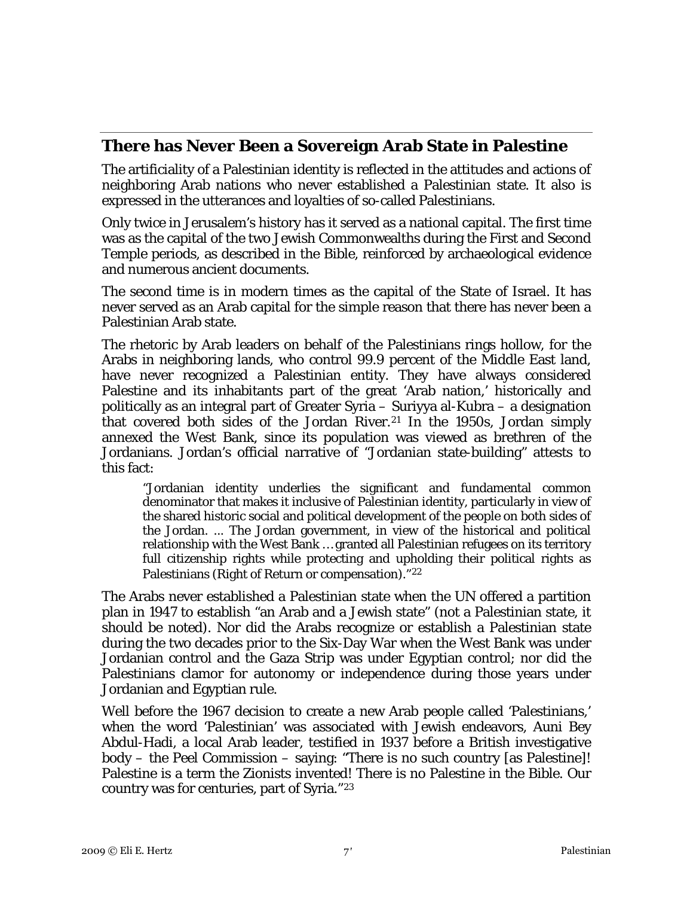## There has Never Been a Sovereign Arab State in Palestine

The artificiality of a Palestinian identity is reflected in the attitudes and actions of neighboring Arab nations who never established a Palestinian state. It also is expressed in the utterances and loyalties of so-called Palestinians.

Only twice in Jerusalem's history has it served as a national capital. The first time was as the capital of the two Jewish Commonwealths during the First and Second Temple periods, as described in the Bible, reinforced by archaeological evidence and numerous ancient documents.

The second time is in modern times as the capital of the State of Israel. It has never served as an Arab capital for the simple reason that there has never been a Palestinian Arab state.

The rhetoric by Arab leaders on behalf of the Palestinians rings hollow, for the Arabs in neighboring lands, who control 99.9 percent of the Middle East land, have never recognized a Palestinian entity. They have always considered Palestine and its inhabitants part of the great 'Arab nation,' historically and politically as an integral part of Greater Syria – Suriyya al-Kubra – a designation that covered both sides of the Jordan River.[21] In the 1950s, Jordan simply annexed the West Bank, since its population was viewed as brethren of the Jordanians. Jordan's official narrative of "Jordanian state-building" attests to this fact:

> "Jordanian identity underlies the significant and fundamental common denominator that makes it inclusive of Palestinian identity, particularly in view of the shared historic social and political development of the people on both sides of the Jordan. ... The Jordan government, in view of the historical and political relationship with the West Bank … granted all Palestinian refugees on its territory full citizenship rights while protecting and upholding their political rights as Palestinians (Right of Return or compensation)."[22]

The Arabs never established a Palestinian state when the UN offered a partition plan in 1947 to establish "an Arab and a Jewish state" (not a Palestinian state, it should be noted). Nor did the Arabs recognize or establish a Palestinian state during the two decades prior to the Six-Day War when the West Bank was under Jordanian control and the Gaza Strip was under Egyptian control; nor did the Palestinians clamor for autonomy or independence during those years under Jordanian and Egyptian rule.

Well before the 1967 decision to create a new Arab people called 'Palestinians,' when the word 'Palestinian' was associated with Jewish endeavors, Auni Bey Abdul-Hadi, a local Arab leader, testified in 1937 before a British investigative body – the Peel Commission – saying: "There is no such country [as Palestine]! Palestine is a term the Zionists invented! There is no Palestine in the Bible. Our country was for centuries, part of Syria."[23]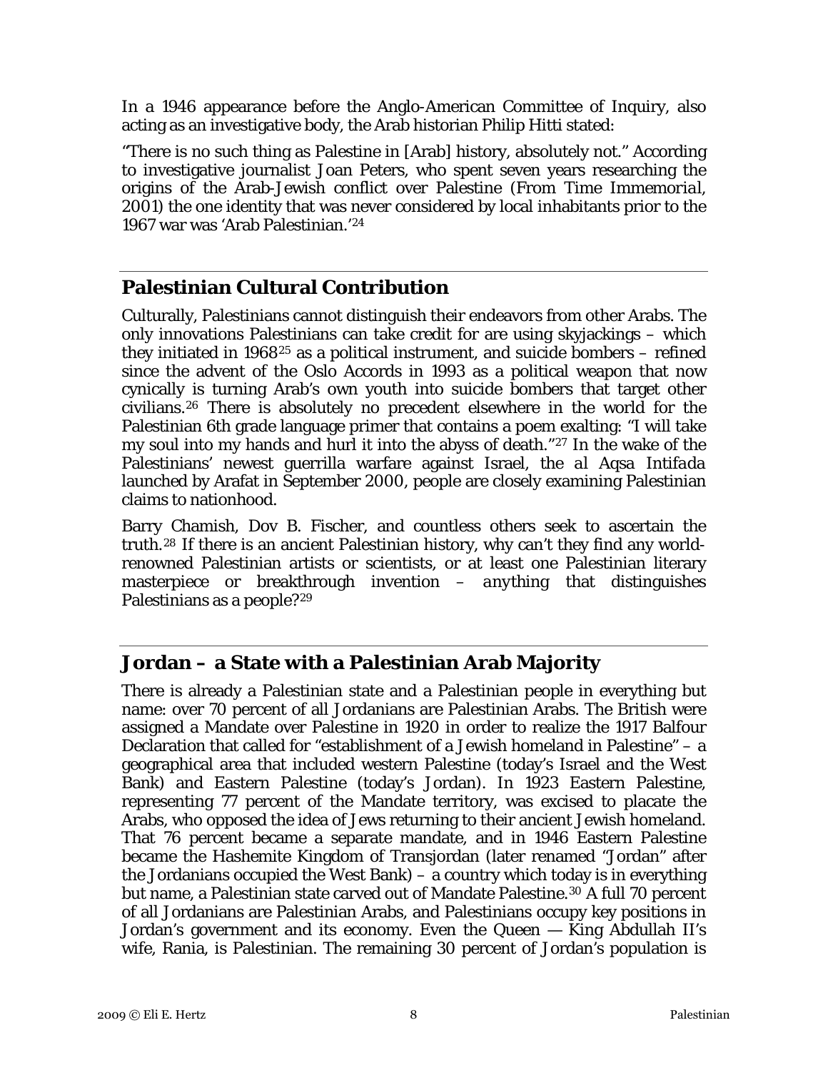In a 1946 appearance before the Anglo-American Committee of Inquiry, also acting as an investigative body, the Arab historian Philip Hitti stated:

"There is no such thing as Palestine in [Arab] history, absolutely not." According to investigative journalist Joan Peters, who spent seven years researching the origins of the Arab-Jewish conflict over Palestine (From Time Immemorial, 2001) the one identity that was never considered by local inhabitants prior to the 1967 war was 'Arab Palestinian.'[24]

## Palestinian Cultural Contribution

Culturally, Palestinians cannot distinguish their endeavors from other Arabs. The only innovations Palestinians can take credit for are using skyjackings – which they initiated in 1968[25] as a political instrument, and suicide bombers – refined since the advent of the Oslo Accords in 1993 as a political weapon that now cynically is turning Arab's own youth into suicide bombers that target other civilians.[26] There is absolutely no precedent elsewhere in the world for the Palestinian 6th grade language primer that contains a poem exalting: "I will take my soul into my hands and hurl it into the abyss of death."[27] In the wake of the Palestinians' newest guerrilla warfare against Israel, the al Aqsa *Intifada* launched by Arafat in September 2000, people are closely examining Palestinian claims to nationhood.

Barry Chamish, Dov B. Fischer, and countless others seek to ascertain the truth.[28] If there is an ancient Palestinian history, why can't they find any world-renowned Palestinian artists or scientists, or at least one Palestinian literary masterpiece or breakthrough invention – *anything* that distinguishes Palestinians as a people?[29]

## Jordan – a State with a Palestinian Arab Majority

There is already a Palestinian state and a Palestinian people in everything but name: over 70 percent of all Jordanians are Palestinian Arabs. The British were assigned a Mandate over Palestine in 1920 in order to realize the 1917 Balfour Declaration that called for "establishment of a Jewish homeland in Palestine" – a geographical area that included western Palestine (today's Israel and the West Bank) and Eastern Palestine (today's Jordan). In 1923 Eastern Palestine, representing 77 percent of the Mandate territory, was excised to placate the Arabs, who opposed the idea of Jews returning to their ancient Jewish homeland. That 76 percent became a separate mandate, and in 1946 Eastern Palestine became the Hashemite Kingdom of Transjordan (later renamed "Jordan" after the Jordanians occupied the West Bank) – a country which today is in everything but name, a Palestinian state carved out of Mandate Palestine.[30] A full 70 percent of all Jordanians are Palestinian Arabs, and Palestinians occupy key positions in Jordan's government and its economy. Even the Queen — King Abdullah II's wife, Rania, is Palestinian. The remaining 30 percent of Jordan's population is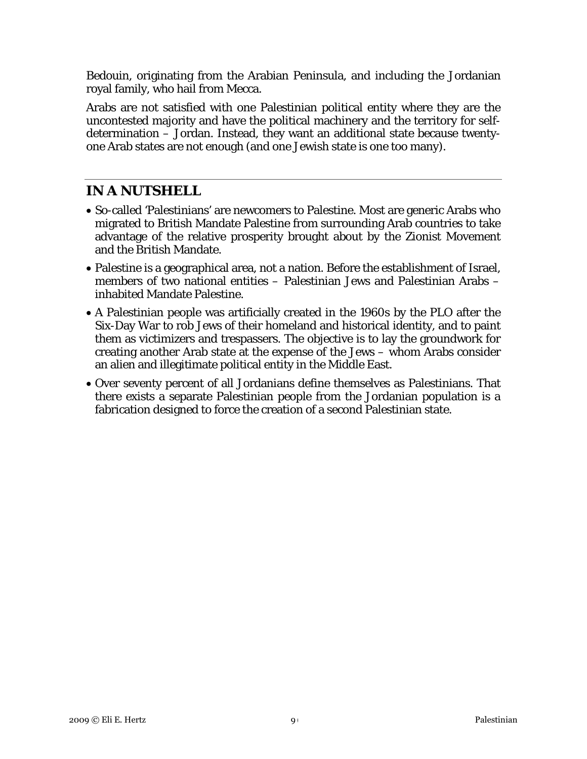Bedouin, originating from the Arabian Peninsula, and including the Jordanian royal family, who hail from Mecca.

Arabs are not satisfied with one Palestinian political entity where they are the uncontested majority and have the political machinery and the territory for self-determination – Jordan. Instead, they want an additional state because twenty-one Arab states are not enough (and one Jewish state is one too many).

## IN A NUTSHELL

- So-called 'Palestinians' are newcomers to Palestine. Most are generic Arabs who migrated to British Mandate Palestine from surrounding Arab countries to take advantage of the relative prosperity brought about by the Zionist Movement and the British Mandate.
- Palestine is a geographical area, not a nation. Before the establishment of Israel, members of two national entities – Palestinian Jews and Palestinian Arabs – inhabited Mandate Palestine.
- A Palestinian people was artificially created in the 1960s by the PLO after the Six-Day War to rob Jews of their homeland and historical identity, and to paint them as victimizers and trespassers. The objective is to lay the groundwork for creating another Arab state at the expense of the Jews – whom Arabs consider an alien and illegitimate political entity in the Middle East.
- Over seventy percent of all Jordanians define themselves as Palestinians. That there exists a separate Palestinian people from the Jordanian population is a fabrication designed to force the creation of a second Palestinian state.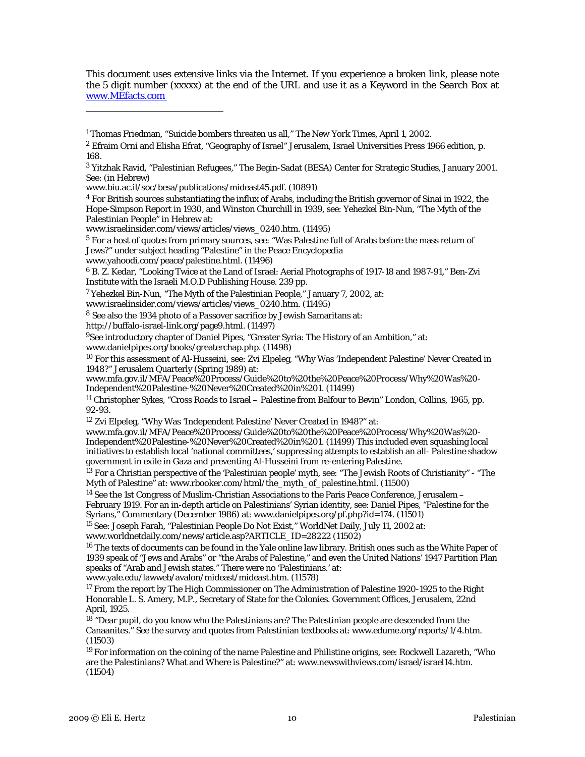This document uses extensive links via the Internet. If you experience a broken link, please note the 5 digit number (xxxxx) at the end of the URL and use it as a Keyword in the Search Box at [www.MEfacts.com](http://www.MEfacts.com)

---

[1] Thomas Friedman, "Suicide bombers threaten us all," The New York Times, April 1, 2002.

[2] Efraim Orni and Elisha Efrat, "Geography of Israel" Jerusalem, Israel Universities Press 1966 edition, p. 168.

[3] Yitzhak Ravid, "Palestinian Refugees," The Begin-Sadat (BESA) Center for Strategic Studies, January 2001. See: (in Hebrew)
www.biu.ac.il/soc/besa/publications/mideast45.pdf. (10891)

[4] For British sources substantiating the influx of Arabs, including the British governor of Sinai in 1922, the Hope-Simpson Report in 1930, and Winston Churchill in 1939, see: Yehezkel Bin-Nun, "The Myth of the Palestinian People" in Hebrew at:
www.israelinsider.com/views/articles/views_0240.htm. (11495)

[5] For a host of quotes from primary sources, see: "Was Palestine full of Arabs before the mass return of Jews?" under subject heading "Palestine" in the Peace Encyclopedia
www.yahoodi.com/peace/palestine.html. (11496)

[6] B. Z. Kedar, "Looking Twice at the Land of Israel: Aerial Photographs of 1917-18 and 1987-91," Ben-Zvi Institute with the Israeli M.O.D Publishing House. 239 pp.

[7] Yehezkel Bin-Nun, "The Myth of the Palestinian People," January 7, 2002, at:
www.israelinsider.com/views/articles/views_0240.htm. (11495)

[8] See also the 1934 photo of a Passover sacrifice by Jewish Samaritans at:
http://buffalo-israel-link.org/page9.html. (11497)

[9] See introductory chapter of Daniel Pipes, "Greater Syria: The History of an Ambition," at:
www.danielpipes.org/books/greaterchap.php. (11498)

[10] For this assessment of Al-Husseini, see: Zvi Elpeleg, "Why Was 'Independent Palestine' Never Created in 1948?" Jerusalem Quarterly (Spring 1989) at:
www.mfa.gov.il/MFA/Peace%20Process/Guide%20to%20the%20Peace%20Process/Why%20Was%20-Independent%20Palestine-%20Never%20Created%20in%201. (11499)

[11] Christopher Sykes, "Cross Roads to Israel – Palestine from Balfour to Bevin" London, Collins, 1965, pp. 92-93.

[12] Zvi Elpeleg, "Why Was 'Independent Palestine' Never Created in 1948?" at:
www.mfa.gov.il/MFA/Peace%20Process/Guide%20to%20the%20Peace%20Process/Why%20Was%20-Independent%20Palestine-%20Never%20Created%20in%201. (11499) This included even squashing local initiatives to establish local 'national committees,' suppressing attempts to establish an all- Palestine shadow government in exile in Gaza and preventing Al-Husseini from re-entering Palestine.

[13] For a Christian perspective of the 'Palestinian people' myth, see: "The Jewish Roots of Christianity" - "The Myth of Palestine" at: www.rbooker.com/html/the_myth_of_palestine.html. (11500)

[14] See the 1st Congress of Muslim-Christian Associations to the Paris Peace Conference, Jerusalem – February 1919. For an in-depth article on Palestinians' Syrian identity, see: Daniel Pipes, "Palestine for the Syrians," Commentary (December 1986) at: www.danielpipes.org/pf.php?id=174. (11501)

[15] See: Joseph Farah, "Palestinian People Do Not Exist," WorldNet Daily, July 11, 2002 at:
www.worldnetdaily.com/news/article.asp?ARTICLE_ID=28222 (11502)

[16] The texts of documents can be found in the Yale online law library. British ones such as the White Paper of 1939 speak of "Jews and Arabs" or "the Arabs of Palestine," and even the United Nations' 1947 Partition Plan speaks of "Arab and Jewish states." There were no 'Palestinians.' at:
www.yale.edu/lawweb/avalon/mideast/mideast.htm. (11578)

[17] From the report by The High Commissioner on The Administration of Palestine 1920-1925 to the Right Honorable L. S. Amery, M.P., Secretary of State for the Colonies. Government Offices, Jerusalem, 22nd April, 1925.

[18] "Dear pupil, do you know who the Palestinians are? The Palestinian people are descended from the Canaanites." See the survey and quotes from Palestinian textbooks at: www.edume.org/reports/1/4.htm. (11503)

[19] For information on the coining of the name Palestine and Philistine origins, see: Rockwell Lazareth, "Who are the Palestinians? What and Where is Palestine?" at: www.newswithviews.com/israel/israel14.htm. (11504)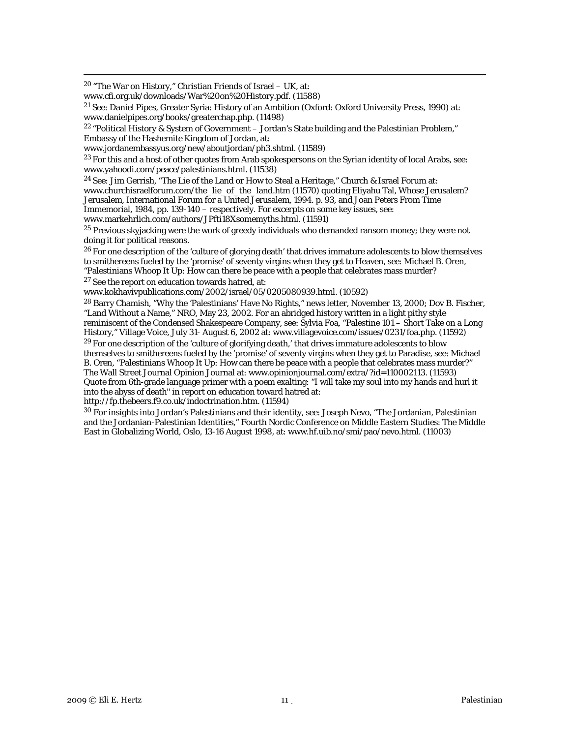[20] "The War on History," Christian Friends of Israel – UK, at: www.cfi.org.uk/downloads/War%20on%20History.pdf. (11588)

[21] See: Daniel Pipes, Greater Syria: History of an Ambition (Oxford: Oxford University Press, 1990) at: www.danielpipes.org/books/greaterchap.php. (11498)

[22] "Political History & System of Government – Jordan's State building and the Palestinian Problem," Embassy of the Hashemite Kingdom of Jordan, at: www.jordanembassyus.org/new/aboutjordan/ph3.shtml. (11589)

[23] For this and a host of other quotes from Arab spokespersons on the Syrian identity of local Arabs, see: www.yahoodi.com/peace/palestinians.html. (11538)

[24] See: Jim Gerrish, "The Lie of the Land or How to Steal a Heritage," Church & Israel Forum at: www.churchisraelforum.com/the_lie_of_the_land.htm (11570) quoting Eliyahu Tal, Whose Jerusalem? Jerusalem, International Forum for a United Jerusalem, 1994. p. 93, and Joan Peters From Time Immemorial, 1984, pp. 139-140 – respectively. For excerpts on some key issues, see: www.markehrlich.com/authors/JPfti18Xsomemyths.html. (11591)

[25] Previous skyjacking were the work of greedy individuals who demanded ransom money; they were not doing it for political reasons.

[26] For one description of the 'culture of glorying death' that drives immature adolescents to blow themselves to smithereens fueled by the 'promise' of seventy virgins when they get to Heaven, see: Michael B. Oren, "Palestinians Whoop It Up: How can there be peace with a people that celebrates mass murder?

[27] See the report on education towards hatred, at: www.kokhavivpublications.com/2002/israel/05/0205080939.html. (10592)

[28] Barry Chamish, "Why the 'Palestinians' Have No Rights," news letter, November 13, 2000; Dov B. Fischer, "Land Without a Name," NRO, May 23, 2002. For an abridged history written in a light pithy style reminiscent of the Condensed Shakespeare Company, see: Sylvia Foa, "Palestine 101 – Short Take on a Long History," Village Voice, July 31- August 6, 2002 at: www.villagevoice.com/issues/0231/foa.php. (11592)

[29] For one description of the 'culture of glorifying death,' that drives immature adolescents to blow themselves to smithereens fueled by the 'promise' of seventy virgins when they get to Paradise, see: Michael B. Oren, "Palestinians Whoop It Up: How can there be peace with a people that celebrates mass murder?" The Wall Street Journal Opinion Journal at: www.opinionjournal.com/extra/?id=110002113. (11593) Quote from 6th-grade language primer with a poem exalting: "I will take my soul into my hands and hurl it into the abyss of death" in report on education toward hatred at: http://fp.thebeers.f9.co.uk/indoctrination.htm. (11594)

[30] For insights into Jordan's Palestinians and their identity, see: Joseph Nevo, "The Jordanian, Palestinian and the Jordanian-Palestinian Identities," Fourth Nordic Conference on Middle Eastern Studies: The Middle East in Globalizing World, Oslo, 13-16 August 1998, at: www.hf.uib.no/smi/pao/nevo.html. (11003)